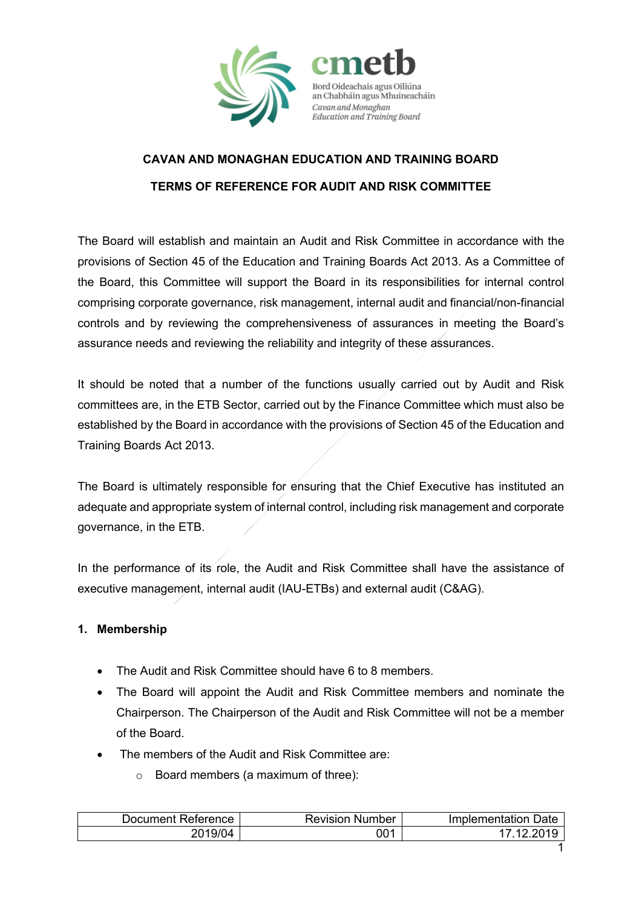cmetb

Bord Oideachais agus Oiliúna an Chabháin agus Mhuineacháin

*Cavan and Monaghan Education and Training Board*

**CAVAN AND MONAGHAN EDUCATION AND TRAINING BOARD**

**TERMS OF REFERENCE FOR AUDIT AND RISK COMMITTEE**

The Board will establish and maintain an Audit and Risk Committee in accordance with the provisions of Section 45 of the Education and Training Boards Act 2013. As a Committee of the Board, this Committee will support the Board in its responsibilities for internal control comprising corporate governance, risk management, internal audit and financial/non-financial controls and by reviewing the comprehensiveness of assurances in meeting the Board's assurance needs and reviewing the reliability and integrity of these assurances.

It should be noted that a number of the functions usually carried out by Audit and Risk committees are, in the ETB Sector, carried out by the Finance Committee which must also be established by the Board in accordance with the provisions of Section 45 of the Education and Training Boards Act 2013.

The Board is ultimately responsible for ensuring that the Chief Executive has instituted an adequate and appropriate system of internal control, including risk management and corporate governance, in the ETB.

In the performance of its role, the Audit and Risk Committee shall have the assistance of executive management, internal audit (IAU-ETBs) and external audit (C&AG).

## 1. Membership

- The Audit and Risk Committee should have 6 to 8 members.
- The Board will appoint the Audit and Risk Committee members and nominate the Chairperson. The Chairperson of the Audit and Risk Committee will not be a member of the Board.
- The members of the Audit and Risk Committee are:
  - Board members (a maximum of three):

| Document Reference | Revision Number | Implementation Date |
|---|---|---|
| 2019/04 | 001 | 17.12.2019 |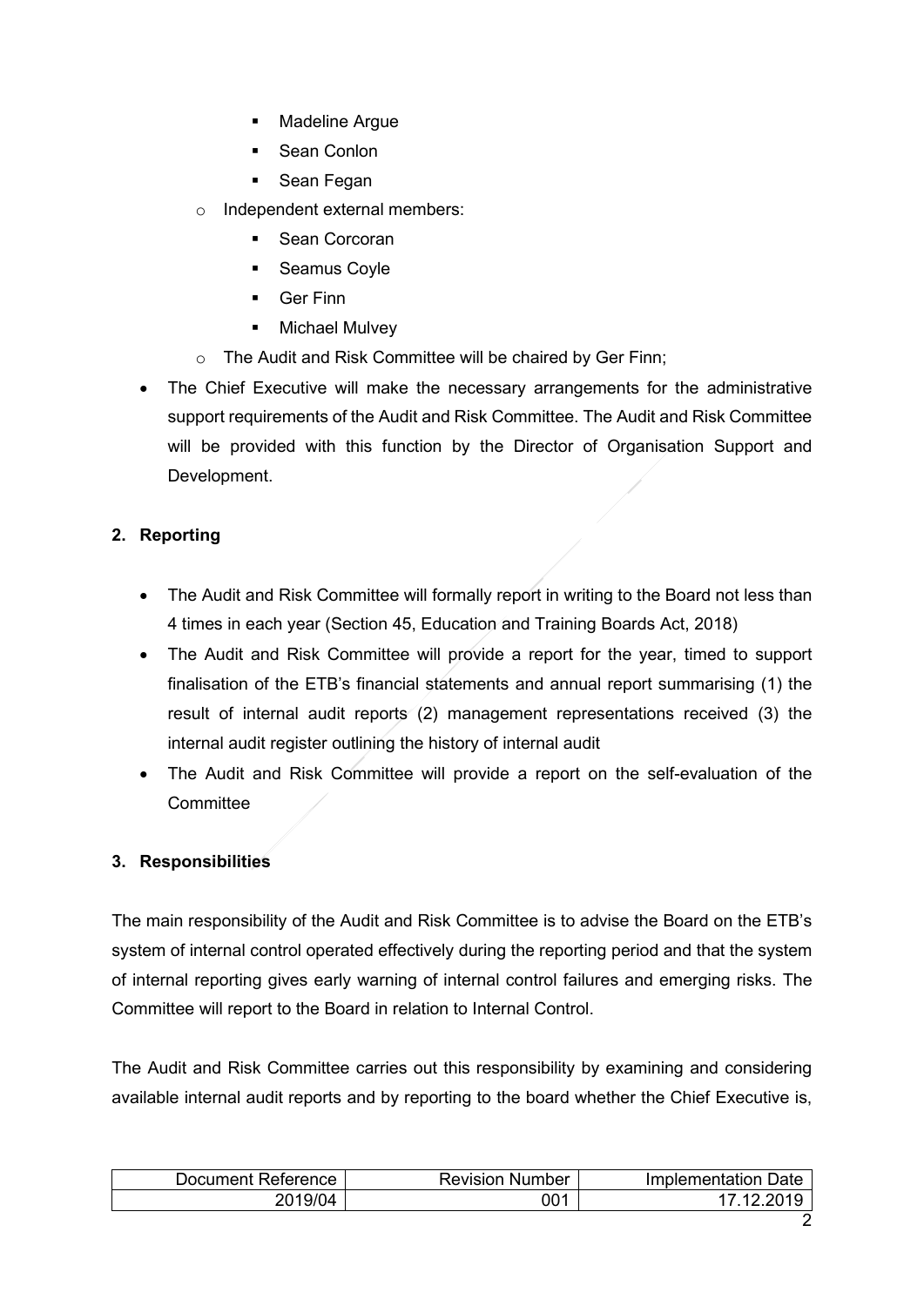- Madeline Argue
        - Sean Conlon
        - Sean Fegan
    - Independent external members:
        - Sean Corcoran
        - Seamus Coyle
        - Ger Finn
        - Michael Mulvey
    - The Audit and Risk Committee will be chaired by Ger Finn;
- The Chief Executive will make the necessary arrangements for the administrative support requirements of the Audit and Risk Committee. The Audit and Risk Committee will be provided with this function by the Director of Organisation Support and Development.

## 2. Reporting

- The Audit and Risk Committee will formally report in writing to the Board not less than 4 times in each year (Section 45, Education and Training Boards Act, 2018)
- The Audit and Risk Committee will provide a report for the year, timed to support finalisation of the ETB's financial statements and annual report summarising (1) the result of internal audit reports (2) management representations received (3) the internal audit register outlining the history of internal audit
- The Audit and Risk Committee will provide a report on the self-evaluation of the Committee

## 3. Responsibilities

The main responsibility of the Audit and Risk Committee is to advise the Board on the ETB's system of internal control operated effectively during the reporting period and that the system of internal reporting gives early warning of internal control failures and emerging risks. The Committee will report to the Board in relation to Internal Control.

The Audit and Risk Committee carries out this responsibility by examining and considering available internal audit reports and by reporting to the board whether the Chief Executive is,

| Document Reference | Revision Number | Implementation Date |
| --- | --- | --- |
| 2019/04 | 001 | 17.12.2019 |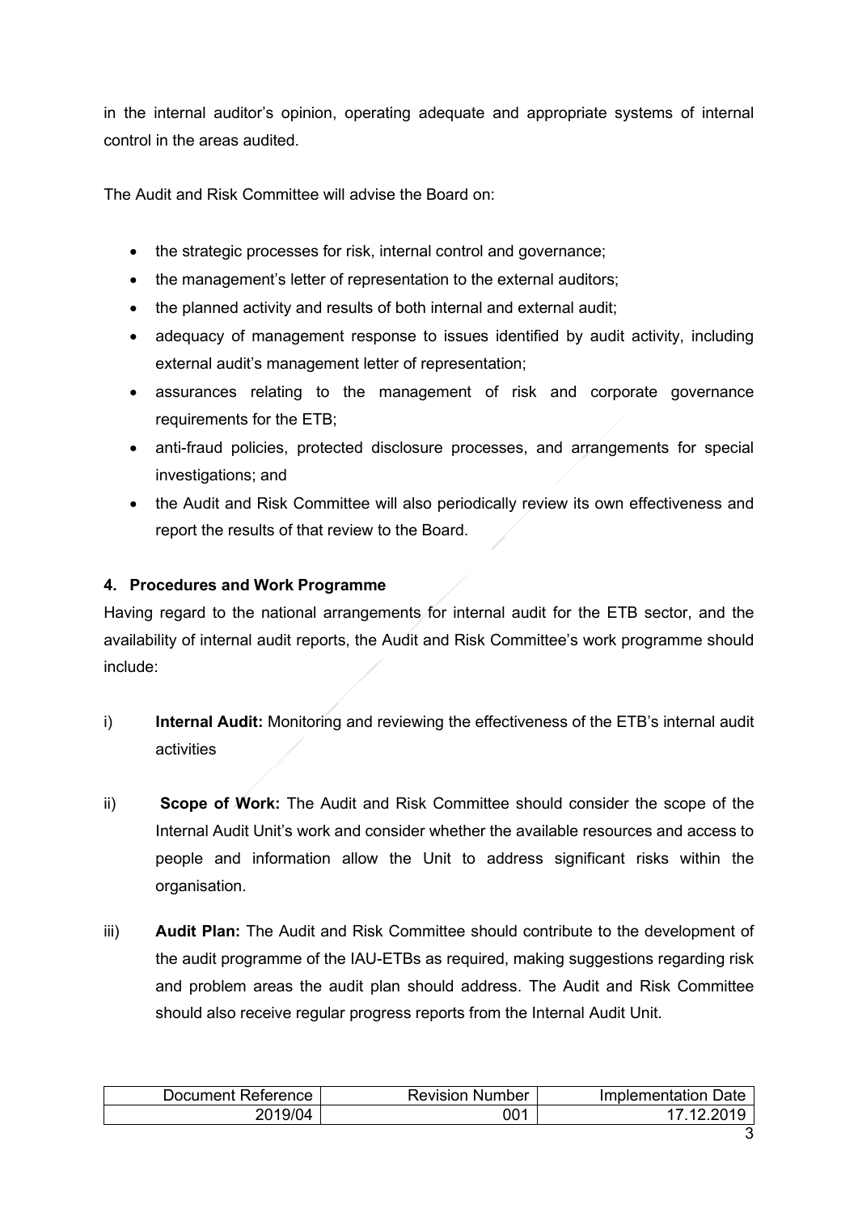in the internal auditor's opinion, operating adequate and appropriate systems of internal control in the areas audited.

The Audit and Risk Committee will advise the Board on:

- the strategic processes for risk, internal control and governance;
- the management's letter of representation to the external auditors;
- the planned activity and results of both internal and external audit;
- adequacy of management response to issues identified by audit activity, including external audit's management letter of representation;
- assurances relating to the management of risk and corporate governance requirements for the ETB;
- anti-fraud policies, protected disclosure processes, and arrangements for special investigations; and
- the Audit and Risk Committee will also periodically review its own effectiveness and report the results of that review to the Board.

### 4. Procedures and Work Programme

Having regard to the national arrangements for internal audit for the ETB sector, and the availability of internal audit reports, the Audit and Risk Committee's work programme should include:

i) **Internal Audit:** Monitoring and reviewing the effectiveness of the ETB's internal audit activities

ii) **Scope of Work:** The Audit and Risk Committee should consider the scope of the Internal Audit Unit's work and consider whether the available resources and access to people and information allow the Unit to address significant risks within the organisation.

iii) **Audit Plan:** The Audit and Risk Committee should contribute to the development of the audit programme of the IAU-ETBs as required, making suggestions regarding risk and problem areas the audit plan should address. The Audit and Risk Committee should also receive regular progress reports from the Internal Audit Unit.

| Document Reference | Revision Number | Implementation Date |
|---|---|---|
| 2019/04 | 001 | 17.12.2019 |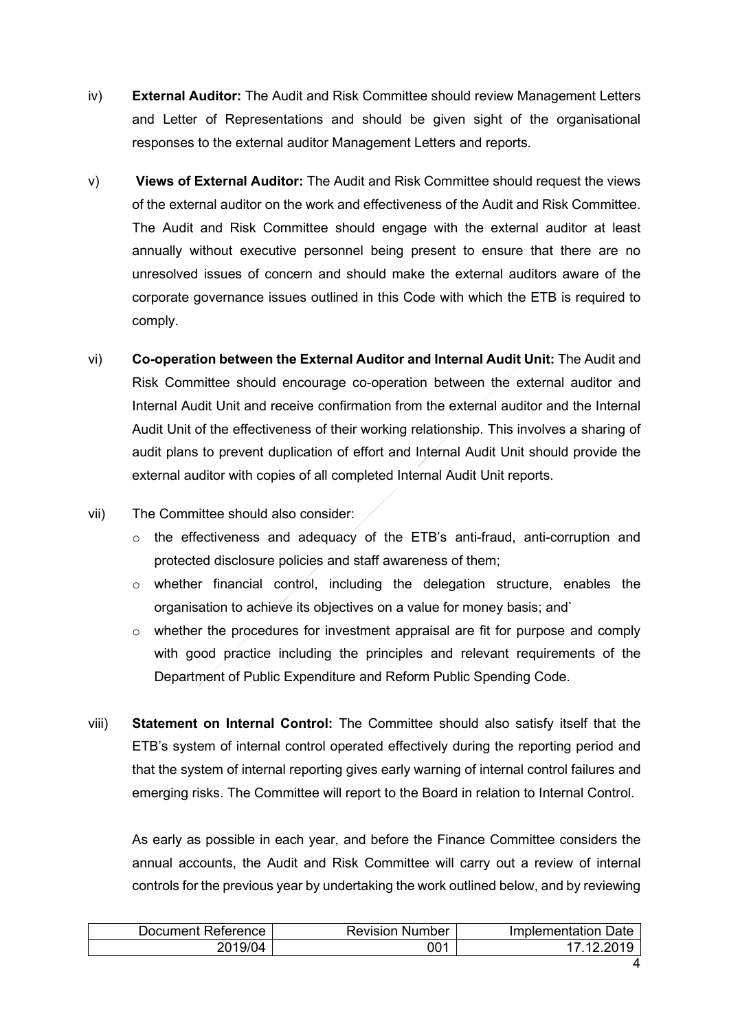iv) **External Auditor:** The Audit and Risk Committee should review Management Letters and Letter of Representations and should be given sight of the organisational responses to the external auditor Management Letters and reports.

v) **Views of External Auditor:** The Audit and Risk Committee should request the views of the external auditor on the work and effectiveness of the Audit and Risk Committee. The Audit and Risk Committee should engage with the external auditor at least annually without executive personnel being present to ensure that there are no unresolved issues of concern and should make the external auditors aware of the corporate governance issues outlined in this Code with which the ETB is required to comply.

vi) **Co-operation between the External Auditor and Internal Audit Unit:** The Audit and Risk Committee should encourage co-operation between the external auditor and Internal Audit Unit and receive confirmation from the external auditor and the Internal Audit Unit of the effectiveness of their working relationship. This involves a sharing of audit plans to prevent duplication of effort and Internal Audit Unit should provide the external auditor with copies of all completed Internal Audit Unit reports.

vii) The Committee should also consider:

- the effectiveness and adequacy of the ETB's anti-fraud, anti-corruption and protected disclosure policies and staff awareness of them;
- whether financial control, including the delegation structure, enables the organisation to achieve its objectives on a value for money basis; and`
- whether the procedures for investment appraisal are fit for purpose and comply with good practice including the principles and relevant requirements of the Department of Public Expenditure and Reform Public Spending Code.

viii) **Statement on Internal Control:** The Committee should also satisfy itself that the ETB's system of internal control operated effectively during the reporting period and that the system of internal reporting gives early warning of internal control failures and emerging risks. The Committee will report to the Board in relation to Internal Control.

As early as possible in each year, and before the Finance Committee considers the annual accounts, the Audit and Risk Committee will carry out a review of internal controls for the previous year by undertaking the work outlined below, and by reviewing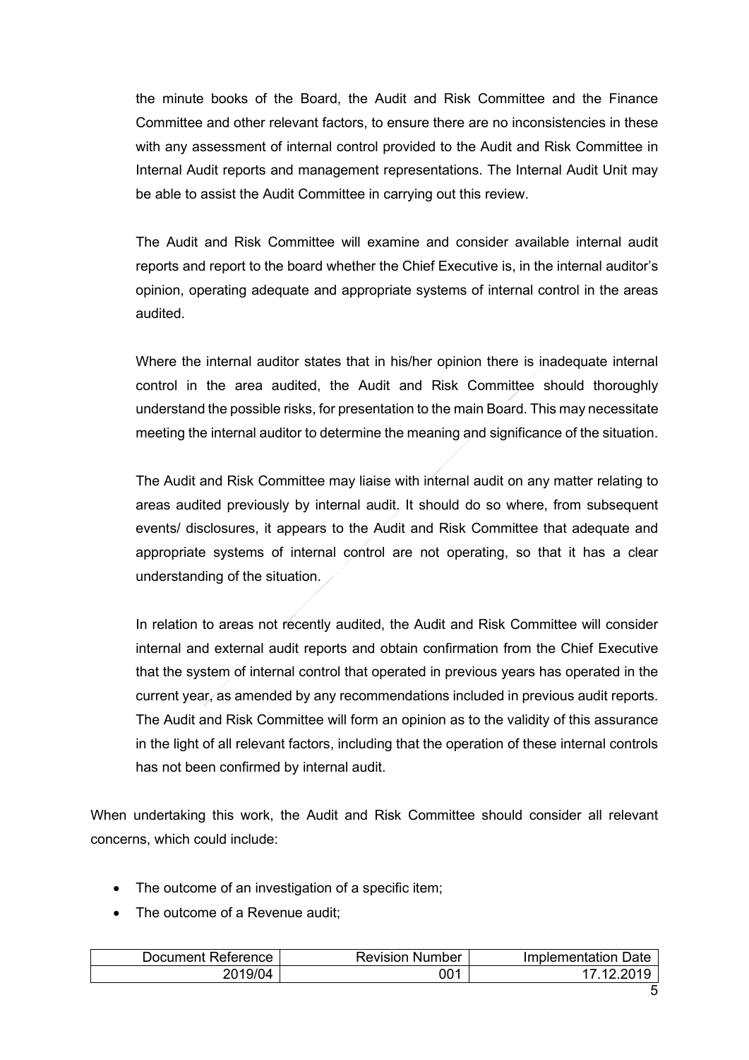the minute books of the Board, the Audit and Risk Committee and the Finance Committee and other relevant factors, to ensure there are no inconsistencies in these with any assessment of internal control provided to the Audit and Risk Committee in Internal Audit reports and management representations. The Internal Audit Unit may be able to assist the Audit Committee in carrying out this review.

The Audit and Risk Committee will examine and consider available internal audit reports and report to the board whether the Chief Executive is, in the internal auditor's opinion, operating adequate and appropriate systems of internal control in the areas audited.

Where the internal auditor states that in his/her opinion there is inadequate internal control in the area audited, the Audit and Risk Committee should thoroughly understand the possible risks, for presentation to the main Board. This may necessitate meeting the internal auditor to determine the meaning and significance of the situation.

The Audit and Risk Committee may liaise with internal audit on any matter relating to areas audited previously by internal audit. It should do so where, from subsequent events/ disclosures, it appears to the Audit and Risk Committee that adequate and appropriate systems of internal control are not operating, so that it has a clear understanding of the situation.

In relation to areas not recently audited, the Audit and Risk Committee will consider internal and external audit reports and obtain confirmation from the Chief Executive that the system of internal control that operated in previous years has operated in the current year, as amended by any recommendations included in previous audit reports. The Audit and Risk Committee will form an opinion as to the validity of this assurance in the light of all relevant factors, including that the operation of these internal controls has not been confirmed by internal audit.

When undertaking this work, the Audit and Risk Committee should consider all relevant concerns, which could include:

- The outcome of an investigation of a specific item;
- The outcome of a Revenue audit;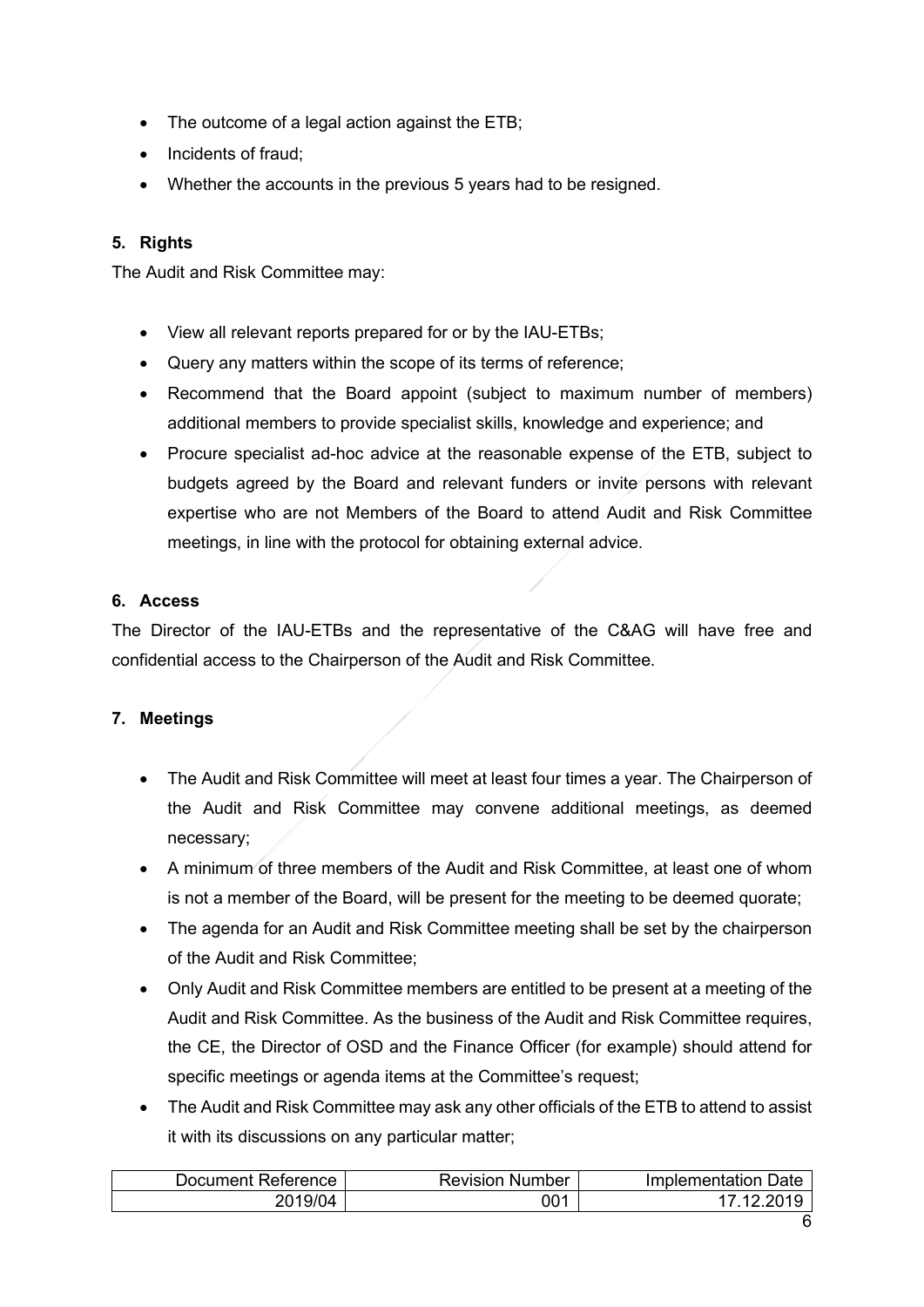- The outcome of a legal action against the ETB;
- Incidents of fraud;
- Whether the accounts in the previous 5 years had to be resigned.

## 5. Rights

The Audit and Risk Committee may:

- View all relevant reports prepared for or by the IAU-ETBs;
- Query any matters within the scope of its terms of reference;
- Recommend that the Board appoint (subject to maximum number of members) additional members to provide specialist skills, knowledge and experience; and
- Procure specialist ad-hoc advice at the reasonable expense of the ETB, subject to budgets agreed by the Board and relevant funders or invite persons with relevant expertise who are not Members of the Board to attend Audit and Risk Committee meetings, in line with the protocol for obtaining external advice.

## 6. Access

The Director of the IAU-ETBs and the representative of the C&AG will have free and confidential access to the Chairperson of the Audit and Risk Committee.

## 7. Meetings

- The Audit and Risk Committee will meet at least four times a year. The Chairperson of the Audit and Risk Committee may convene additional meetings, as deemed necessary;
- A minimum of three members of the Audit and Risk Committee, at least one of whom is not a member of the Board, will be present for the meeting to be deemed quorate;
- The agenda for an Audit and Risk Committee meeting shall be set by the chairperson of the Audit and Risk Committee;
- Only Audit and Risk Committee members are entitled to be present at a meeting of the Audit and Risk Committee. As the business of the Audit and Risk Committee requires, the CE, the Director of OSD and the Finance Officer (for example) should attend for specific meetings or agenda items at the Committee's request;
- The Audit and Risk Committee may ask any other officials of the ETB to attend to assist it with its discussions on any particular matter;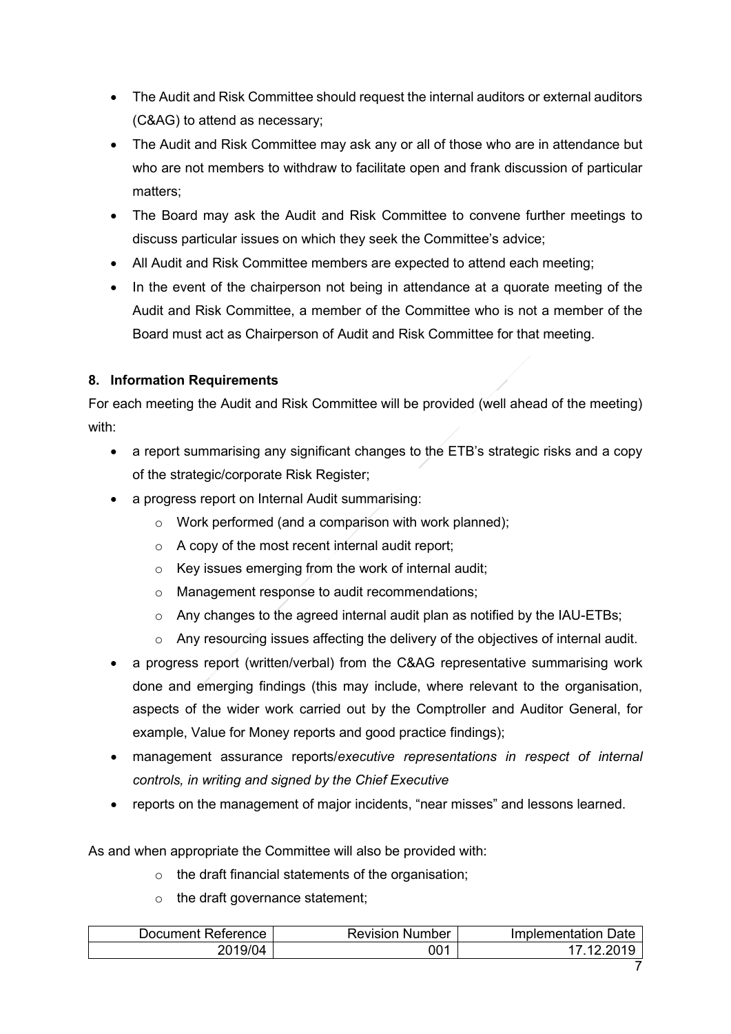- The Audit and Risk Committee should request the internal auditors or external auditors (C&AG) to attend as necessary;
- The Audit and Risk Committee may ask any or all of those who are in attendance but who are not members to withdraw to facilitate open and frank discussion of particular matters;
- The Board may ask the Audit and Risk Committee to convene further meetings to discuss particular issues on which they seek the Committee's advice;
- All Audit and Risk Committee members are expected to attend each meeting;
- In the event of the chairperson not being in attendance at a quorate meeting of the Audit and Risk Committee, a member of the Committee who is not a member of the Board must act as Chairperson of Audit and Risk Committee for that meeting.

## 8. Information Requirements

For each meeting the Audit and Risk Committee will be provided (well ahead of the meeting) with:

- a report summarising any significant changes to the ETB's strategic risks and a copy of the strategic/corporate Risk Register;
- a progress report on Internal Audit summarising:
  - Work performed (and a comparison with work planned);
  - A copy of the most recent internal audit report;
  - Key issues emerging from the work of internal audit;
  - Management response to audit recommendations;
  - Any changes to the agreed internal audit plan as notified by the IAU-ETBs;
  - Any resourcing issues affecting the delivery of the objectives of internal audit.
- a progress report (written/verbal) from the C&AG representative summarising work done and emerging findings (this may include, where relevant to the organisation, aspects of the wider work carried out by the Comptroller and Auditor General, for example, Value for Money reports and good practice findings);
- management assurance reports/*executive representations in respect of internal controls, in writing and signed by the Chief Executive*
- reports on the management of major incidents, "near misses" and lessons learned.

As and when appropriate the Committee will also be provided with:

- the draft financial statements of the organisation;
- the draft governance statement;

| Document Reference | Revision Number | Implementation Date |
|---|---|---|
| 2019/04 | 001 | 17.12.2019 |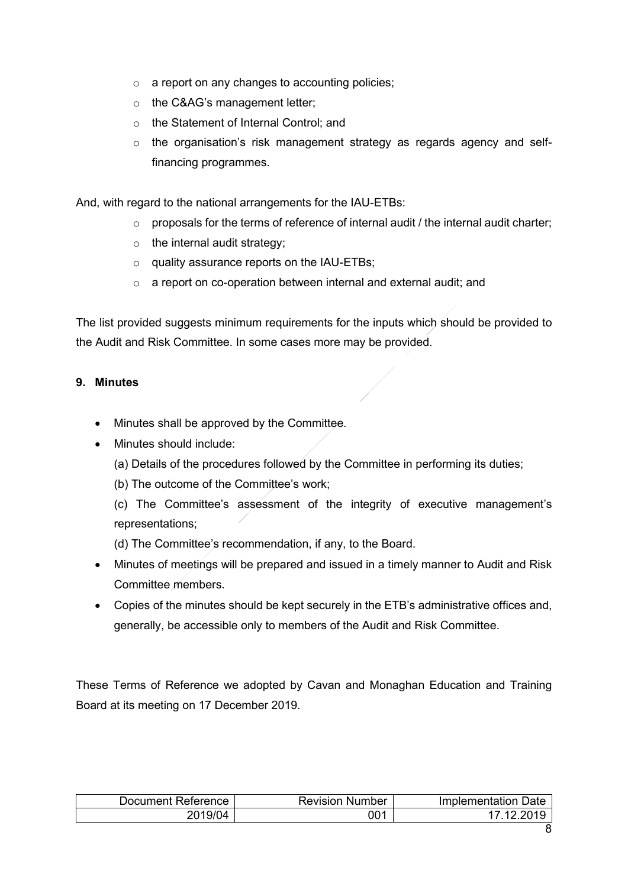- a report on any changes to accounting policies;
- the C&AG's management letter;
- the Statement of Internal Control; and
- the organisation's risk management strategy as regards agency and self-financing programmes.

And, with regard to the national arrangements for the IAU-ETBs:

- proposals for the terms of reference of internal audit / the internal audit charter;
- the internal audit strategy;
- quality assurance reports on the IAU-ETBs;
- a report on co-operation between internal and external audit; and

The list provided suggests minimum requirements for the inputs which should be provided to the Audit and Risk Committee. In some cases more may be provided.

## 9. Minutes

- Minutes shall be approved by the Committee.
- Minutes should include:

  (a) Details of the procedures followed by the Committee in performing its duties;

  (b) The outcome of the Committee's work;

  (c) The Committee's assessment of the integrity of executive management's representations;

  (d) The Committee's recommendation, if any, to the Board.
- Minutes of meetings will be prepared and issued in a timely manner to Audit and Risk Committee members.
- Copies of the minutes should be kept securely in the ETB's administrative offices and, generally, be accessible only to members of the Audit and Risk Committee.

These Terms of Reference we adopted by Cavan and Monaghan Education and Training Board at its meeting on 17 December 2019.

| Document Reference | Revision Number | Implementation Date |
|---|---|---|
| 2019/04 | 001 | 17.12.2019 |